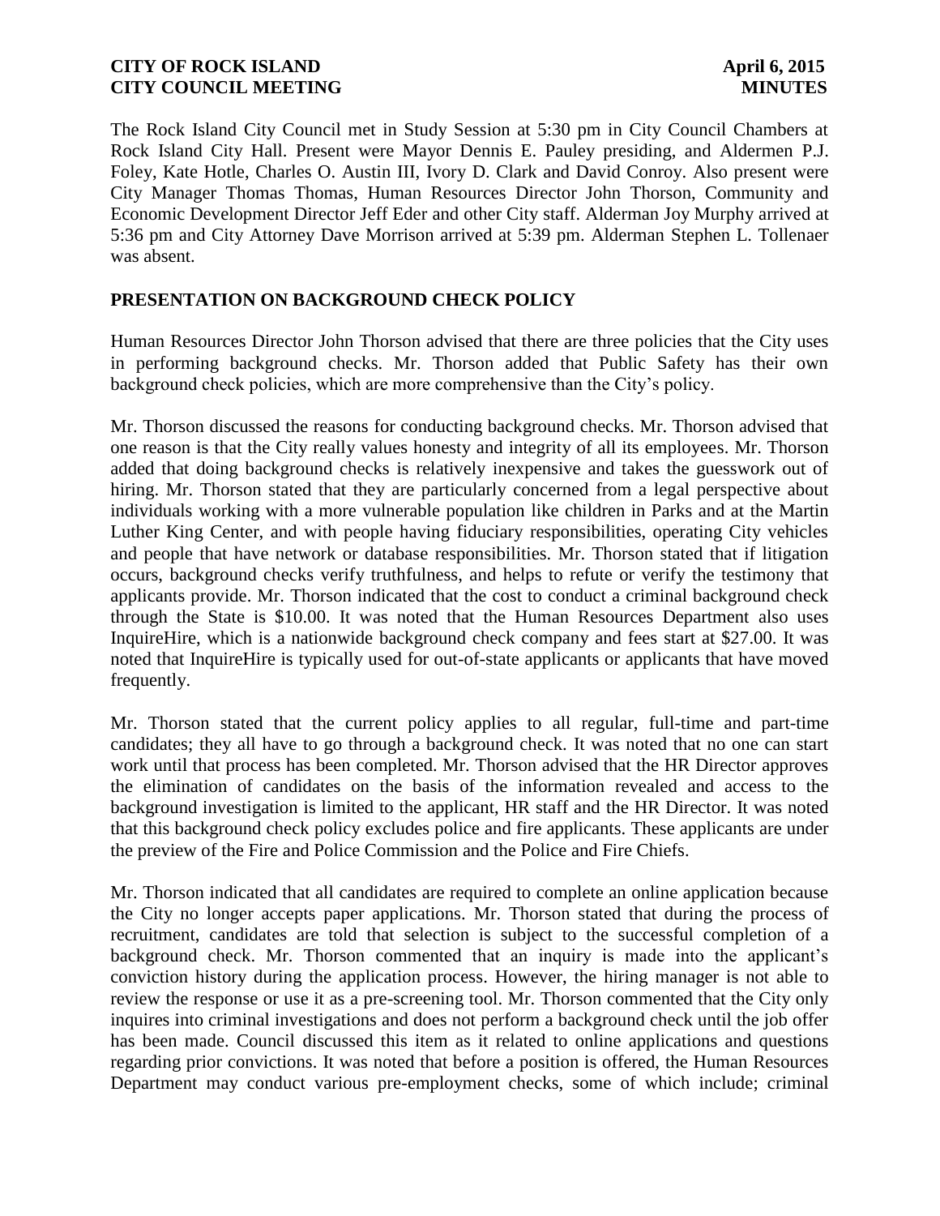The Rock Island City Council met in Study Session at 5:30 pm in City Council Chambers at Rock Island City Hall. Present were Mayor Dennis E. Pauley presiding, and Aldermen P.J. Foley, Kate Hotle, Charles O. Austin III, Ivory D. Clark and David Conroy. Also present were City Manager Thomas Thomas, Human Resources Director John Thorson, Community and Economic Development Director Jeff Eder and other City staff. Alderman Joy Murphy arrived at 5:36 pm and City Attorney Dave Morrison arrived at 5:39 pm. Alderman Stephen L. Tollenaer was absent.

## PRESENTATION ON BACKGROUND CHECK POLICY

Human Resources Director John Thorson advised that there are three policies that the City uses in performing background checks. Mr. Thorson added that Public Safety has their own background check policies, which are more comprehensive than the City's policy.

Mr. Thorson discussed the reasons for conducting background checks. Mr. Thorson advised that one reason is that the City really values honesty and integrity of all its employees. Mr. Thorson added that doing background checks is relatively inexpensive and takes the guesswork out of hiring. Mr. Thorson stated that they are particularly concerned from a legal perspective about individuals working with a more vulnerable population like children in Parks and at the Martin Luther King Center, and with people having fiduciary responsibilities, operating City vehicles and people that have network or database responsibilities. Mr. Thorson stated that if litigation occurs, background checks verify truthfulness, and helps to refute or verify the testimony that applicants provide. Mr. Thorson indicated that the cost to conduct a criminal background check through the State is $10.00. It was noted that the Human Resources Department also uses InquireHire, which is a nationwide background check company and fees start at $27.00. It was noted that InquireHire is typically used for out-of-state applicants or applicants that have moved frequently.

Mr. Thorson stated that the current policy applies to all regular, full-time and part-time candidates; they all have to go through a background check. It was noted that no one can start work until that process has been completed. Mr. Thorson advised that the HR Director approves the elimination of candidates on the basis of the information revealed and access to the background investigation is limited to the applicant, HR staff and the HR Director. It was noted that this background check policy excludes police and fire applicants. These applicants are under the preview of the Fire and Police Commission and the Police and Fire Chiefs.

Mr. Thorson indicated that all candidates are required to complete an online application because the City no longer accepts paper applications. Mr. Thorson stated that during the process of recruitment, candidates are told that selection is subject to the successful completion of a background check. Mr. Thorson commented that an inquiry is made into the applicant's conviction history during the application process. However, the hiring manager is not able to review the response or use it as a pre-screening tool. Mr. Thorson commented that the City only inquires into criminal investigations and does not perform a background check until the job offer has been made. Council discussed this item as it related to online applications and questions regarding prior convictions. It was noted that before a position is offered, the Human Resources Department may conduct various pre-employment checks, some of which include; criminal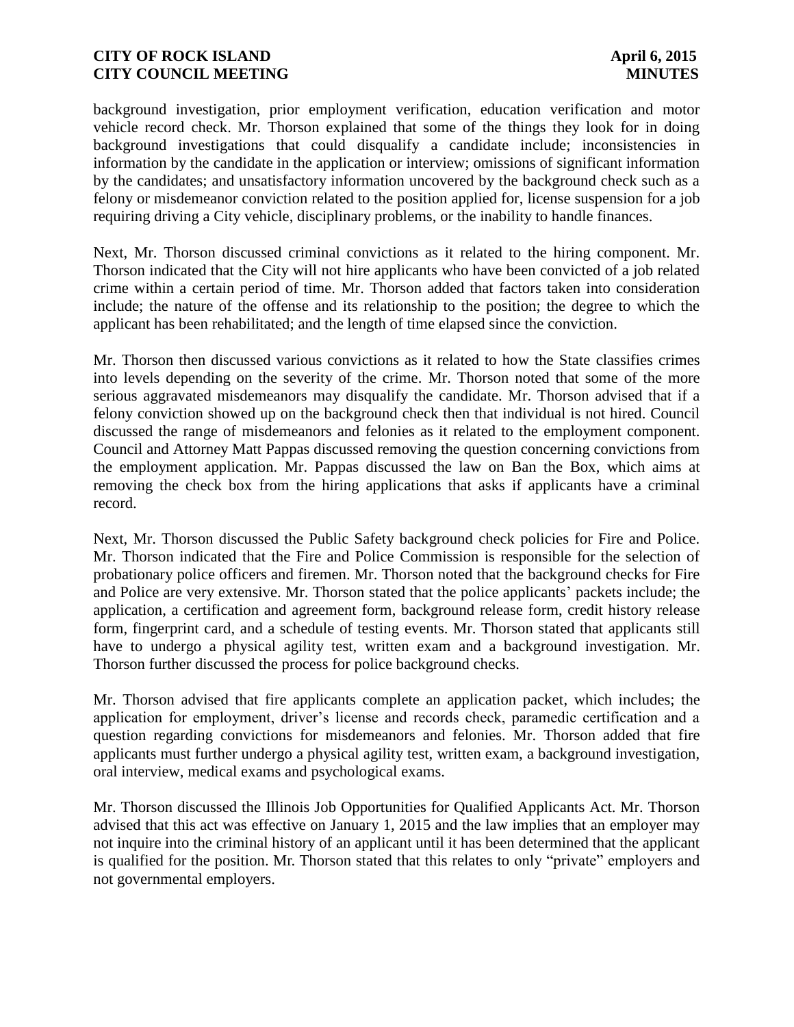background investigation, prior employment verification, education verification and motor vehicle record check. Mr. Thorson explained that some of the things they look for in doing background investigations that could disqualify a candidate include; inconsistencies in information by the candidate in the application or interview; omissions of significant information by the candidates; and unsatisfactory information uncovered by the background check such as a felony or misdemeanor conviction related to the position applied for, license suspension for a job requiring driving a City vehicle, disciplinary problems, or the inability to handle finances.

Next, Mr. Thorson discussed criminal convictions as it related to the hiring component. Mr. Thorson indicated that the City will not hire applicants who have been convicted of a job related crime within a certain period of time. Mr. Thorson added that factors taken into consideration include; the nature of the offense and its relationship to the position; the degree to which the applicant has been rehabilitated; and the length of time elapsed since the conviction.

Mr. Thorson then discussed various convictions as it related to how the State classifies crimes into levels depending on the severity of the crime. Mr. Thorson noted that some of the more serious aggravated misdemeanors may disqualify the candidate. Mr. Thorson advised that if a felony conviction showed up on the background check then that individual is not hired. Council discussed the range of misdemeanors and felonies as it related to the employment component. Council and Attorney Matt Pappas discussed removing the question concerning convictions from the employment application. Mr. Pappas discussed the law on Ban the Box, which aims at removing the check box from the hiring applications that asks if applicants have a criminal record.

Next, Mr. Thorson discussed the Public Safety background check policies for Fire and Police. Mr. Thorson indicated that the Fire and Police Commission is responsible for the selection of probationary police officers and firemen. Mr. Thorson noted that the background checks for Fire and Police are very extensive. Mr. Thorson stated that the police applicants' packets include; the application, a certification and agreement form, background release form, credit history release form, fingerprint card, and a schedule of testing events. Mr. Thorson stated that applicants still have to undergo a physical agility test, written exam and a background investigation. Mr. Thorson further discussed the process for police background checks.

Mr. Thorson advised that fire applicants complete an application packet, which includes; the application for employment, driver's license and records check, paramedic certification and a question regarding convictions for misdemeanors and felonies. Mr. Thorson added that fire applicants must further undergo a physical agility test, written exam, a background investigation, oral interview, medical exams and psychological exams.

Mr. Thorson discussed the Illinois Job Opportunities for Qualified Applicants Act. Mr. Thorson advised that this act was effective on January 1, 2015 and the law implies that an employer may not inquire into the criminal history of an applicant until it has been determined that the applicant is qualified for the position. Mr. Thorson stated that this relates to only "private" employers and not governmental employers.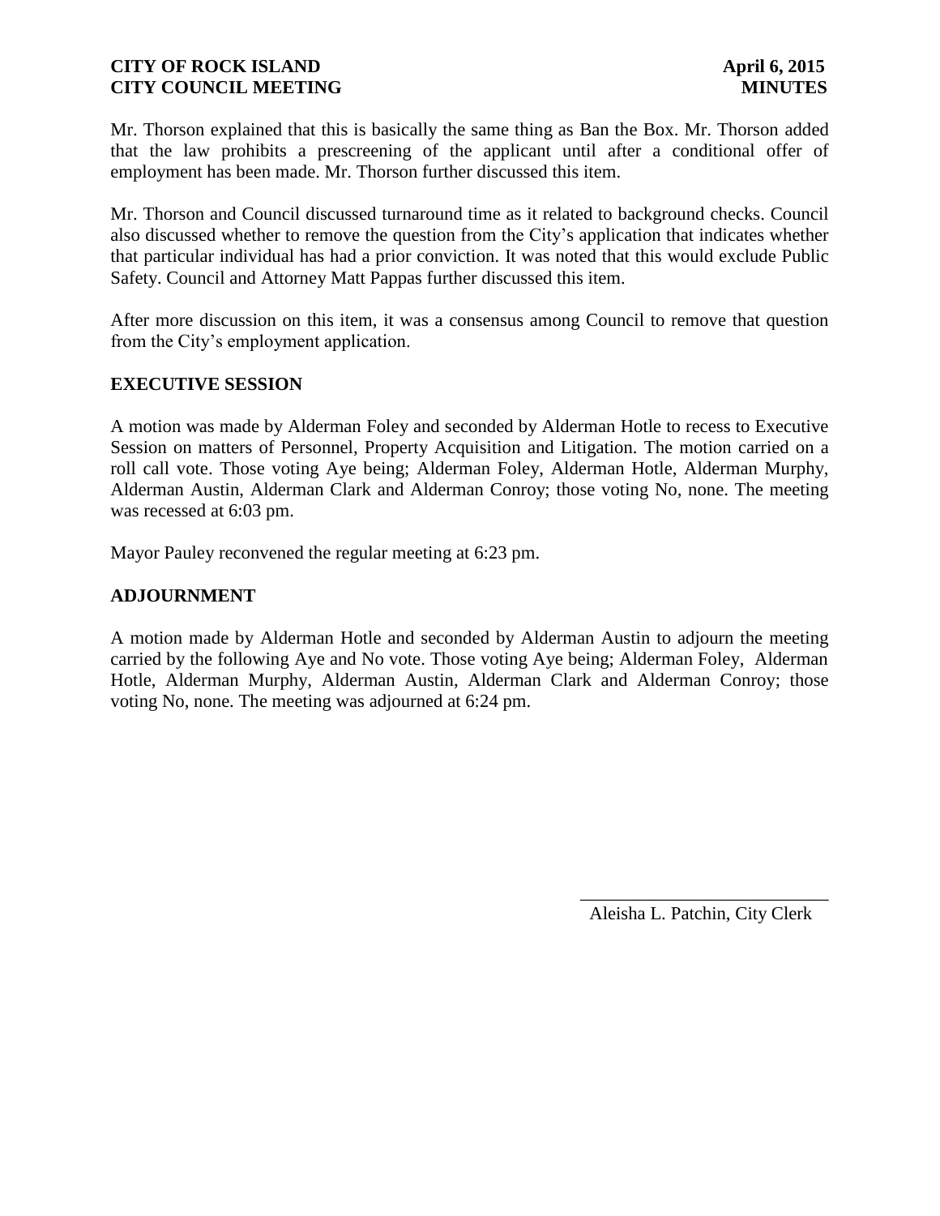Mr. Thorson explained that this is basically the same thing as Ban the Box. Mr. Thorson added that the law prohibits a prescreening of the applicant until after a conditional offer of employment has been made. Mr. Thorson further discussed this item.

Mr. Thorson and Council discussed turnaround time as it related to background checks. Council also discussed whether to remove the question from the City's application that indicates whether that particular individual has had a prior conviction. It was noted that this would exclude Public Safety. Council and Attorney Matt Pappas further discussed this item.

After more discussion on this item, it was a consensus among Council to remove that question from the City's employment application.

## EXECUTIVE SESSION

A motion was made by Alderman Foley and seconded by Alderman Hotle to recess to Executive Session on matters of Personnel, Property Acquisition and Litigation. The motion carried on a roll call vote. Those voting Aye being; Alderman Foley, Alderman Hotle, Alderman Murphy, Alderman Austin, Alderman Clark and Alderman Conroy; those voting No, none. The meeting was recessed at 6:03 pm.

Mayor Pauley reconvened the regular meeting at 6:23 pm.

## ADJOURNMENT

A motion made by Alderman Hotle and seconded by Alderman Austin to adjourn the meeting carried by the following Aye and No vote. Those voting Aye being; Alderman Foley, Alderman Hotle, Alderman Murphy, Alderman Austin, Alderman Clark and Alderman Conroy; those voting No, none. The meeting was adjourned at 6:24 pm.

\_\_\_\_\_\_\_\_\_\_\_\_\_\_\_\_\_\_\_\_\_\_\_\_\_\_\_\_

Aleisha L. Patchin, City Clerk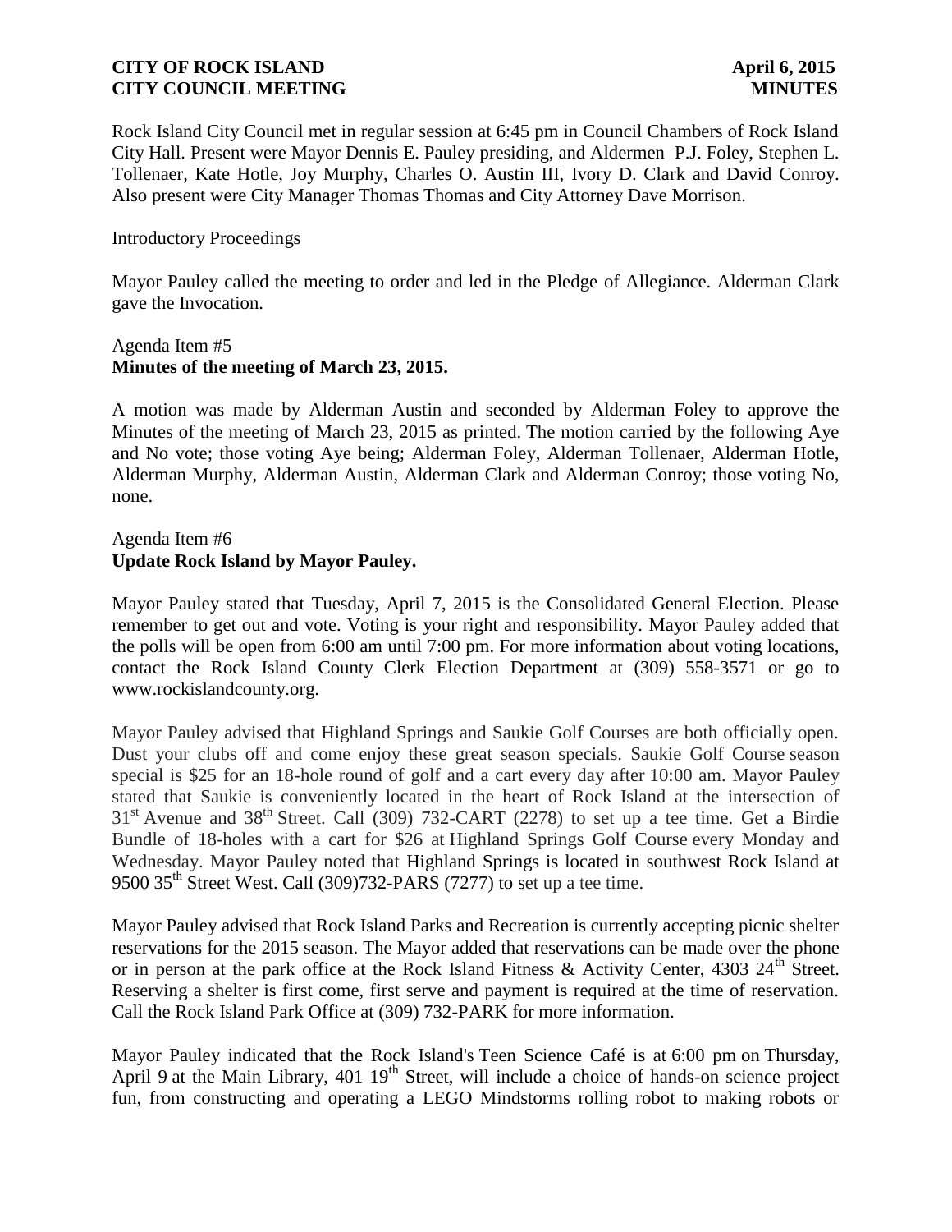Rock Island City Council met in regular session at 6:45 pm in Council Chambers of Rock Island City Hall. Present were Mayor Dennis E. Pauley presiding, and Aldermen P.J. Foley, Stephen L. Tollenaer, Kate Hotle, Joy Murphy, Charles O. Austin III, Ivory D. Clark and David Conroy. Also present were City Manager Thomas Thomas and City Attorney Dave Morrison.

Introductory Proceedings

Mayor Pauley called the meeting to order and led in the Pledge of Allegiance. Alderman Clark gave the Invocation.

Agenda Item #5
**Minutes of the meeting of March 23, 2015.**

A motion was made by Alderman Austin and seconded by Alderman Foley to approve the Minutes of the meeting of March 23, 2015 as printed. The motion carried by the following Aye and No vote; those voting Aye being; Alderman Foley, Alderman Tollenaer, Alderman Hotle, Alderman Murphy, Alderman Austin, Alderman Clark and Alderman Conroy; those voting No, none.

Agenda Item #6
**Update Rock Island by Mayor Pauley.**

Mayor Pauley stated that Tuesday, April 7, 2015 is the Consolidated General Election. Please remember to get out and vote. Voting is your right and responsibility. Mayor Pauley added that the polls will be open from 6:00 am until 7:00 pm. For more information about voting locations, contact the Rock Island County Clerk Election Department at (309) 558-3571 or go to www.rockislandcounty.org.

Mayor Pauley advised that Highland Springs and Saukie Golf Courses are both officially open. Dust your clubs off and come enjoy these great season specials. Saukie Golf Course season special is $25 for an 18-hole round of golf and a cart every day after 10:00 am. Mayor Pauley stated that Saukie is conveniently located in the heart of Rock Island at the intersection of 31st Avenue and 38th Street. Call (309) 732-CART (2278) to set up a tee time. Get a Birdie Bundle of 18-holes with a cart for $26 at Highland Springs Golf Course every Monday and Wednesday. Mayor Pauley noted that Highland Springs is located in southwest Rock Island at 9500 35th Street West. Call (309)732-PARS (7277) to set up a tee time.

Mayor Pauley advised that Rock Island Parks and Recreation is currently accepting picnic shelter reservations for the 2015 season. The Mayor added that reservations can be made over the phone or in person at the park office at the Rock Island Fitness & Activity Center, 4303 24th Street. Reserving a shelter is first come, first serve and payment is required at the time of reservation. Call the Rock Island Park Office at (309) 732-PARK for more information.

Mayor Pauley indicated that the Rock Island's Teen Science Café is at 6:00 pm on Thursday, April 9 at the Main Library, 401 19th Street, will include a choice of hands-on science project fun, from constructing and operating a LEGO Mindstorms rolling robot to making robots or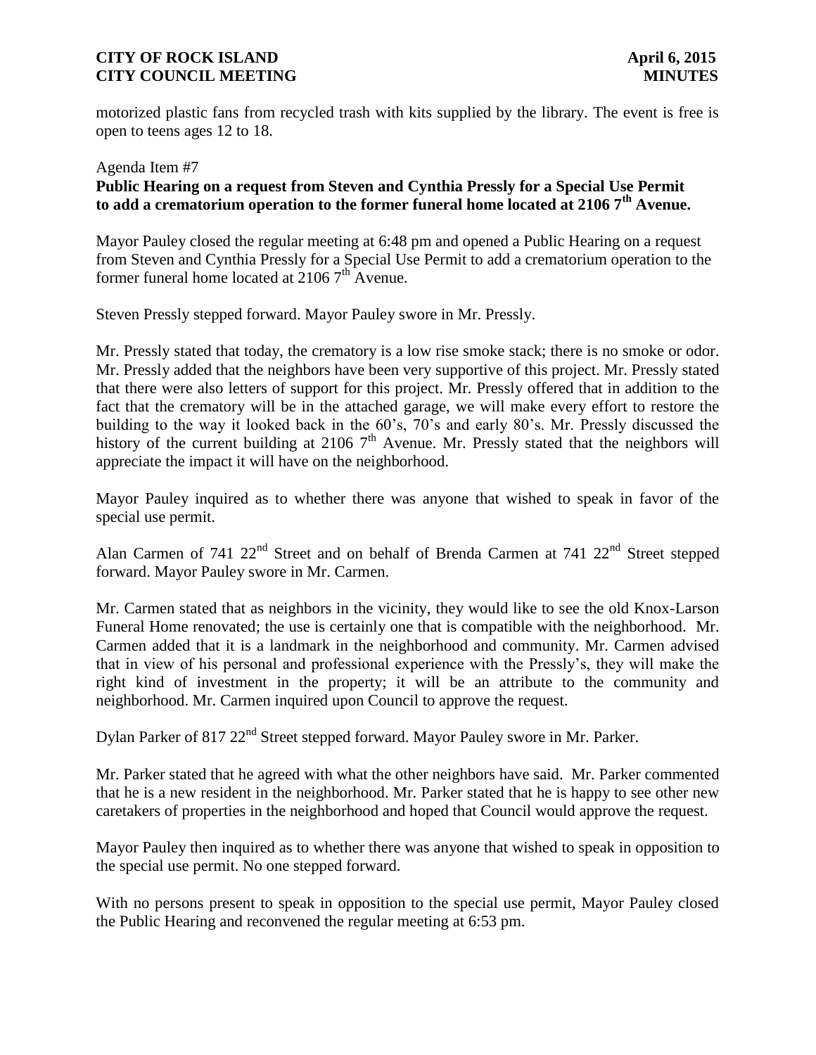motorized plastic fans from recycled trash with kits supplied by the library. The event is free is open to teens ages 12 to 18.

Agenda Item #7

**Public Hearing on a request from Steven and Cynthia Pressly for a Special Use Permit to add a crematorium operation to the former funeral home located at 2106 7th Avenue.**

Mayor Pauley closed the regular meeting at 6:48 pm and opened a Public Hearing on a request from Steven and Cynthia Pressly for a Special Use Permit to add a crematorium operation to the former funeral home located at 2106 7th Avenue.

Steven Pressly stepped forward. Mayor Pauley swore in Mr. Pressly.

Mr. Pressly stated that today, the crematory is a low rise smoke stack; there is no smoke or odor. Mr. Pressly added that the neighbors have been very supportive of this project. Mr. Pressly stated that there were also letters of support for this project. Mr. Pressly offered that in addition to the fact that the crematory will be in the attached garage, we will make every effort to restore the building to the way it looked back in the 60's, 70's and early 80's. Mr. Pressly discussed the history of the current building at 2106 7th Avenue. Mr. Pressly stated that the neighbors will appreciate the impact it will have on the neighborhood.

Mayor Pauley inquired as to whether there was anyone that wished to speak in favor of the special use permit.

Alan Carmen of 741 22nd Street and on behalf of Brenda Carmen at 741 22nd Street stepped forward. Mayor Pauley swore in Mr. Carmen.

Mr. Carmen stated that as neighbors in the vicinity, they would like to see the old Knox-Larson Funeral Home renovated; the use is certainly one that is compatible with the neighborhood. Mr. Carmen added that it is a landmark in the neighborhood and community. Mr. Carmen advised that in view of his personal and professional experience with the Pressly's, they will make the right kind of investment in the property; it will be an attribute to the community and neighborhood. Mr. Carmen inquired upon Council to approve the request.

Dylan Parker of 817 22nd Street stepped forward. Mayor Pauley swore in Mr. Parker.

Mr. Parker stated that he agreed with what the other neighbors have said. Mr. Parker commented that he is a new resident in the neighborhood. Mr. Parker stated that he is happy to see other new caretakers of properties in the neighborhood and hoped that Council would approve the request.

Mayor Pauley then inquired as to whether there was anyone that wished to speak in opposition to the special use permit. No one stepped forward.

With no persons present to speak in opposition to the special use permit, Mayor Pauley closed the Public Hearing and reconvened the regular meeting at 6:53 pm.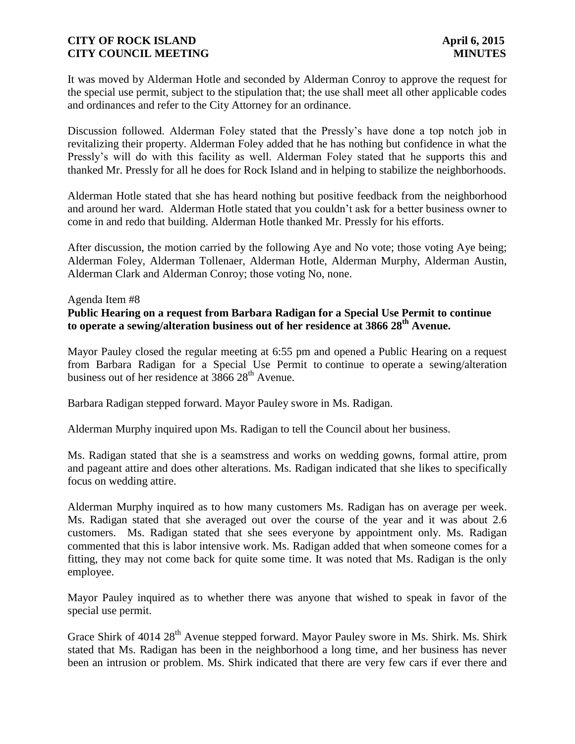It was moved by Alderman Hotle and seconded by Alderman Conroy to approve the request for the special use permit, subject to the stipulation that; the use shall meet all other applicable codes and ordinances and refer to the City Attorney for an ordinance.

Discussion followed. Alderman Foley stated that the Pressly's have done a top notch job in revitalizing their property. Alderman Foley added that he has nothing but confidence in what the Pressly's will do with this facility as well. Alderman Foley stated that he supports this and thanked Mr. Pressly for all he does for Rock Island and in helping to stabilize the neighborhoods.

Alderman Hotle stated that she has heard nothing but positive feedback from the neighborhood and around her ward. Alderman Hotle stated that you couldn't ask for a better business owner to come in and redo that building. Alderman Hotle thanked Mr. Pressly for his efforts.

After discussion, the motion carried by the following Aye and No vote; those voting Aye being; Alderman Foley, Alderman Tollenaer, Alderman Hotle, Alderman Murphy, Alderman Austin, Alderman Clark and Alderman Conroy; those voting No, none.

Agenda Item #8

**Public Hearing on a request from Barbara Radigan for a Special Use Permit to continue to operate a sewing/alteration business out of her residence at 3866 28th Avenue.**

Mayor Pauley closed the regular meeting at 6:55 pm and opened a Public Hearing on a request from Barbara Radigan for a Special Use Permit to continue to operate a sewing/alteration business out of her residence at 3866 28th Avenue.

Barbara Radigan stepped forward. Mayor Pauley swore in Ms. Radigan.

Alderman Murphy inquired upon Ms. Radigan to tell the Council about her business.

Ms. Radigan stated that she is a seamstress and works on wedding gowns, formal attire, prom and pageant attire and does other alterations. Ms. Radigan indicated that she likes to specifically focus on wedding attire.

Alderman Murphy inquired as to how many customers Ms. Radigan has on average per week. Ms. Radigan stated that she averaged out over the course of the year and it was about 2.6 customers. Ms. Radigan stated that she sees everyone by appointment only. Ms. Radigan commented that this is labor intensive work. Ms. Radigan added that when someone comes for a fitting, they may not come back for quite some time. It was noted that Ms. Radigan is the only employee.

Mayor Pauley inquired as to whether there was anyone that wished to speak in favor of the special use permit.

Grace Shirk of 4014 28th Avenue stepped forward. Mayor Pauley swore in Ms. Shirk. Ms. Shirk stated that Ms. Radigan has been in the neighborhood a long time, and her business has never been an intrusion or problem. Ms. Shirk indicated that there are very few cars if ever there and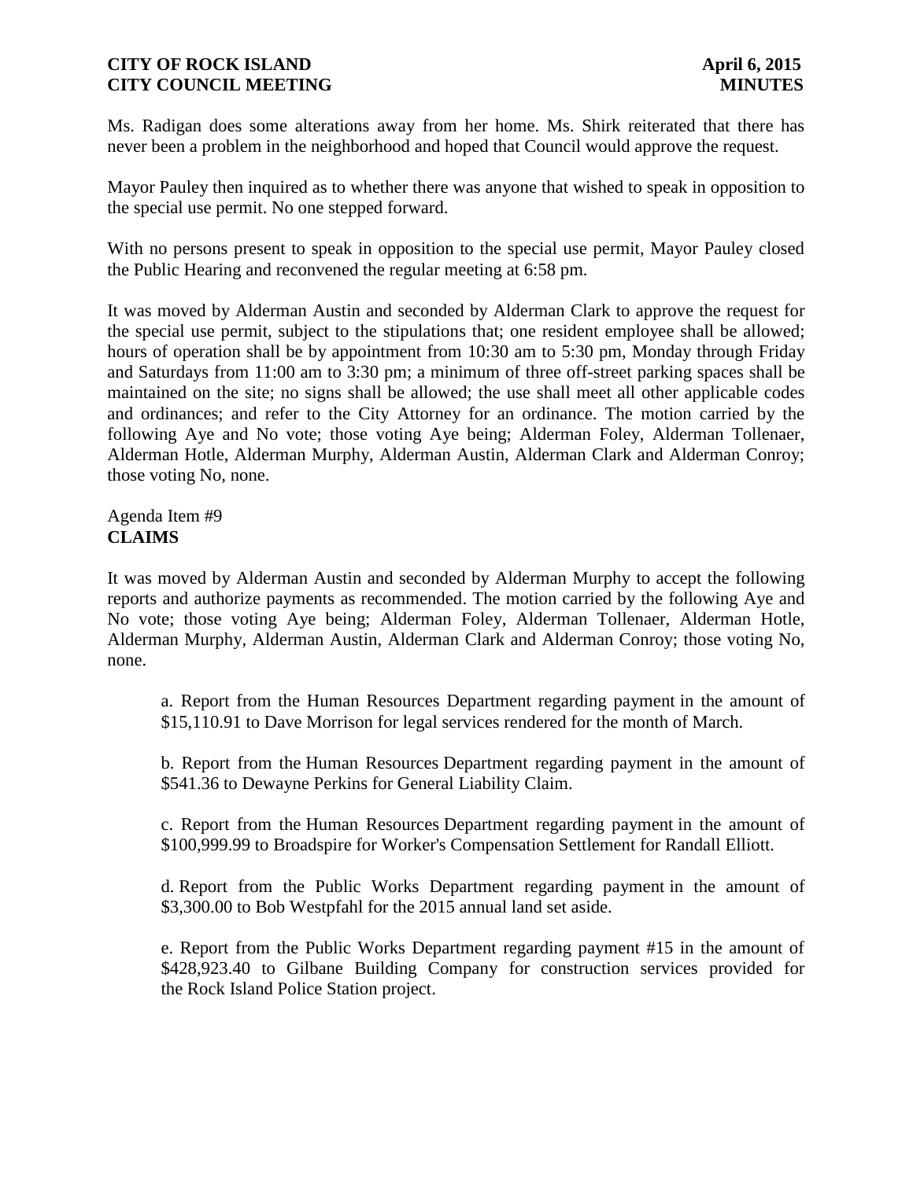Ms. Radigan does some alterations away from her home. Ms. Shirk reiterated that there has never been a problem in the neighborhood and hoped that Council would approve the request.

Mayor Pauley then inquired as to whether there was anyone that wished to speak in opposition to the special use permit. No one stepped forward.

With no persons present to speak in opposition to the special use permit, Mayor Pauley closed the Public Hearing and reconvened the regular meeting at 6:58 pm.

It was moved by Alderman Austin and seconded by Alderman Clark to approve the request for the special use permit, subject to the stipulations that; one resident employee shall be allowed; hours of operation shall be by appointment from 10:30 am to 5:30 pm, Monday through Friday and Saturdays from 11:00 am to 3:30 pm; a minimum of three off-street parking spaces shall be maintained on the site; no signs shall be allowed; the use shall meet all other applicable codes and ordinances; and refer to the City Attorney for an ordinance. The motion carried by the following Aye and No vote; those voting Aye being; Alderman Foley, Alderman Tollenaer, Alderman Hotle, Alderman Murphy, Alderman Austin, Alderman Clark and Alderman Conroy; those voting No, none.

Agenda Item #9
**CLAIMS**

It was moved by Alderman Austin and seconded by Alderman Murphy to accept the following reports and authorize payments as recommended. The motion carried by the following Aye and No vote; those voting Aye being; Alderman Foley, Alderman Tollenaer, Alderman Hotle, Alderman Murphy, Alderman Austin, Alderman Clark and Alderman Conroy; those voting No, none.

a. Report from the Human Resources Department regarding payment in the amount of $15,110.91 to Dave Morrison for legal services rendered for the month of March.

b. Report from the Human Resources Department regarding payment in the amount of $541.36 to Dewayne Perkins for General Liability Claim.

c. Report from the Human Resources Department regarding payment in the amount of $100,999.99 to Broadspire for Worker's Compensation Settlement for Randall Elliott.

d. Report from the Public Works Department regarding payment in the amount of $3,300.00 to Bob Westpfahl for the 2015 annual land set aside.

e. Report from the Public Works Department regarding payment #15 in the amount of $428,923.40 to Gilbane Building Company for construction services provided for the Rock Island Police Station project.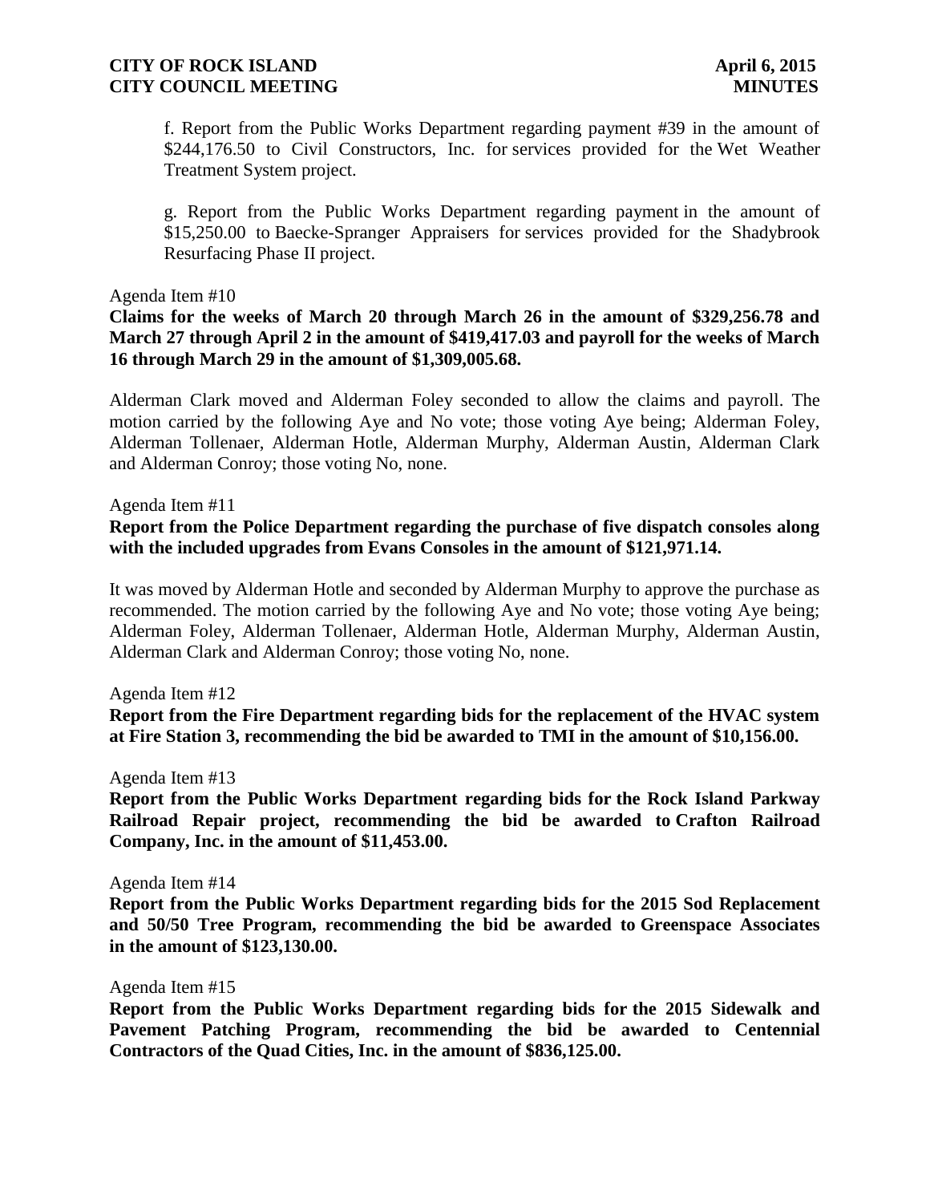f. Report from the Public Works Department regarding payment #39 in the amount of $244,176.50 to Civil Constructors, Inc. for services provided for the Wet Weather Treatment System project.

g. Report from the Public Works Department regarding payment in the amount of $15,250.00 to Baecke-Spranger Appraisers for services provided for the Shadybrook Resurfacing Phase II project.

Agenda Item #10

**Claims for the weeks of March 20 through March 26 in the amount of $329,256.78 and March 27 through April 2 in the amount of $419,417.03 and payroll for the weeks of March 16 through March 29 in the amount of $1,309,005.68.**

Alderman Clark moved and Alderman Foley seconded to allow the claims and payroll. The motion carried by the following Aye and No vote; those voting Aye being; Alderman Foley, Alderman Tollenaer, Alderman Hotle, Alderman Murphy, Alderman Austin, Alderman Clark and Alderman Conroy; those voting No, none.

Agenda Item #11

**Report from the Police Department regarding the purchase of five dispatch consoles along with the included upgrades from Evans Consoles in the amount of $121,971.14.**

It was moved by Alderman Hotle and seconded by Alderman Murphy to approve the purchase as recommended. The motion carried by the following Aye and No vote; those voting Aye being; Alderman Foley, Alderman Tollenaer, Alderman Hotle, Alderman Murphy, Alderman Austin, Alderman Clark and Alderman Conroy; those voting No, none.

Agenda Item #12

**Report from the Fire Department regarding bids for the replacement of the HVAC system at Fire Station 3, recommending the bid be awarded to TMI in the amount of $10,156.00.**

Agenda Item #13

**Report from the Public Works Department regarding bids for the Rock Island Parkway Railroad Repair project, recommending the bid be awarded to Crafton Railroad Company, Inc. in the amount of $11,453.00.**

Agenda Item #14

**Report from the Public Works Department regarding bids for the 2015 Sod Replacement and 50/50 Tree Program, recommending the bid be awarded to Greenspace Associates in the amount of $123,130.00.**

Agenda Item #15

**Report from the Public Works Department regarding bids for the 2015 Sidewalk and Pavement Patching Program, recommending the bid be awarded to Centennial Contractors of the Quad Cities, Inc. in the amount of $836,125.00.**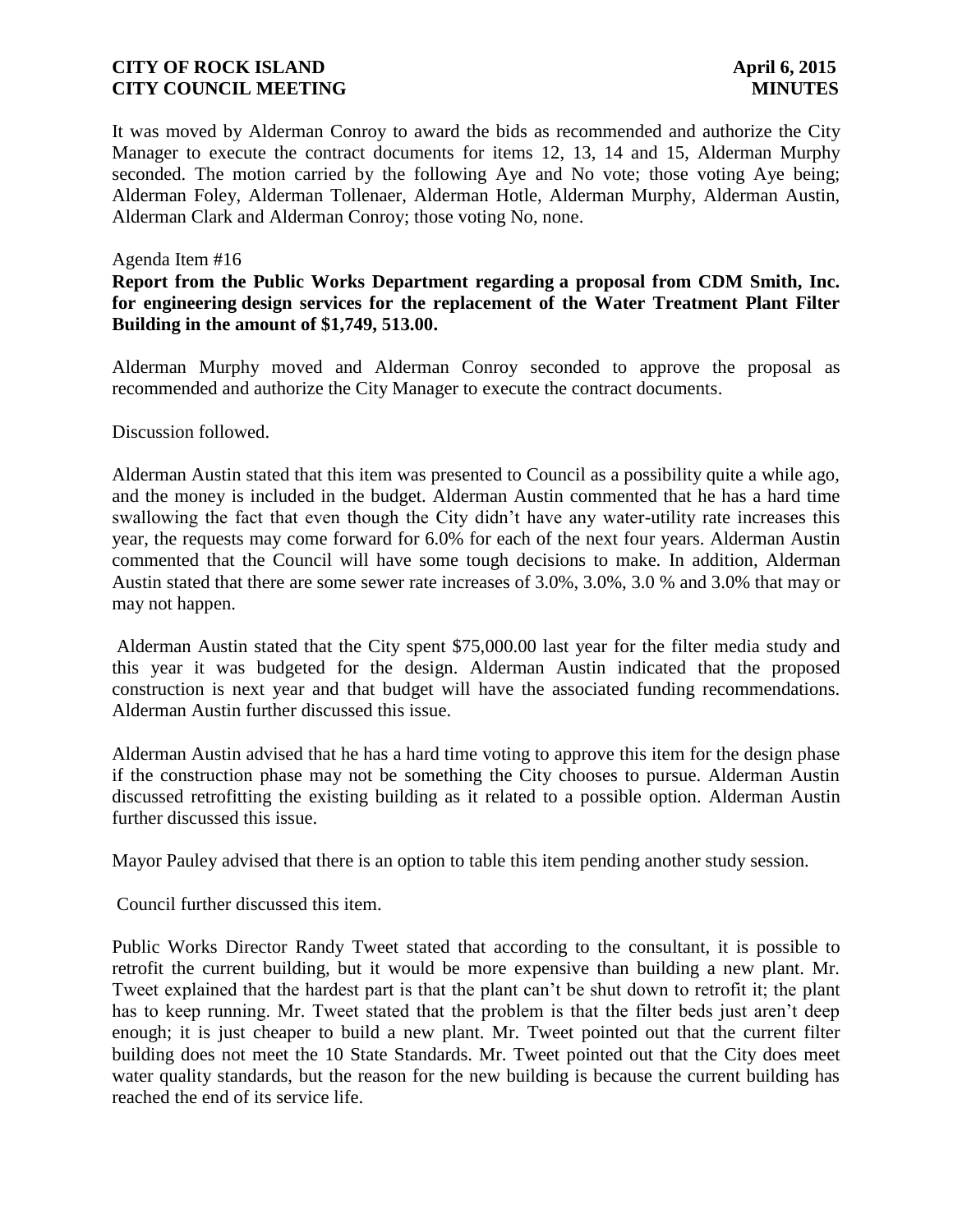It was moved by Alderman Conroy to award the bids as recommended and authorize the City Manager to execute the contract documents for items 12, 13, 14 and 15, Alderman Murphy seconded. The motion carried by the following Aye and No vote; those voting Aye being; Alderman Foley, Alderman Tollenaer, Alderman Hotle, Alderman Murphy, Alderman Austin, Alderman Clark and Alderman Conroy; those voting No, none.

Agenda Item #16

**Report from the Public Works Department regarding a proposal from CDM Smith, Inc. for engineering design services for the replacement of the Water Treatment Plant Filter Building in the amount of $1,749, 513.00.**

Alderman Murphy moved and Alderman Conroy seconded to approve the proposal as recommended and authorize the City Manager to execute the contract documents.

Discussion followed.

Alderman Austin stated that this item was presented to Council as a possibility quite a while ago, and the money is included in the budget. Alderman Austin commented that he has a hard time swallowing the fact that even though the City didn't have any water-utility rate increases this year, the requests may come forward for 6.0% for each of the next four years. Alderman Austin commented that the Council will have some tough decisions to make. In addition, Alderman Austin stated that there are some sewer rate increases of 3.0%, 3.0%, 3.0 % and 3.0% that may or may not happen.

Alderman Austin stated that the City spent $75,000.00 last year for the filter media study and this year it was budgeted for the design. Alderman Austin indicated that the proposed construction is next year and that budget will have the associated funding recommendations. Alderman Austin further discussed this issue.

Alderman Austin advised that he has a hard time voting to approve this item for the design phase if the construction phase may not be something the City chooses to pursue. Alderman Austin discussed retrofitting the existing building as it related to a possible option. Alderman Austin further discussed this issue.

Mayor Pauley advised that there is an option to table this item pending another study session.

Council further discussed this item.

Public Works Director Randy Tweet stated that according to the consultant, it is possible to retrofit the current building, but it would be more expensive than building a new plant. Mr. Tweet explained that the hardest part is that the plant can't be shut down to retrofit it; the plant has to keep running. Mr. Tweet stated that the problem is that the filter beds just aren't deep enough; it is just cheaper to build a new plant. Mr. Tweet pointed out that the current filter building does not meet the 10 State Standards. Mr. Tweet pointed out that the City does meet water quality standards, but the reason for the new building is because the current building has reached the end of its service life.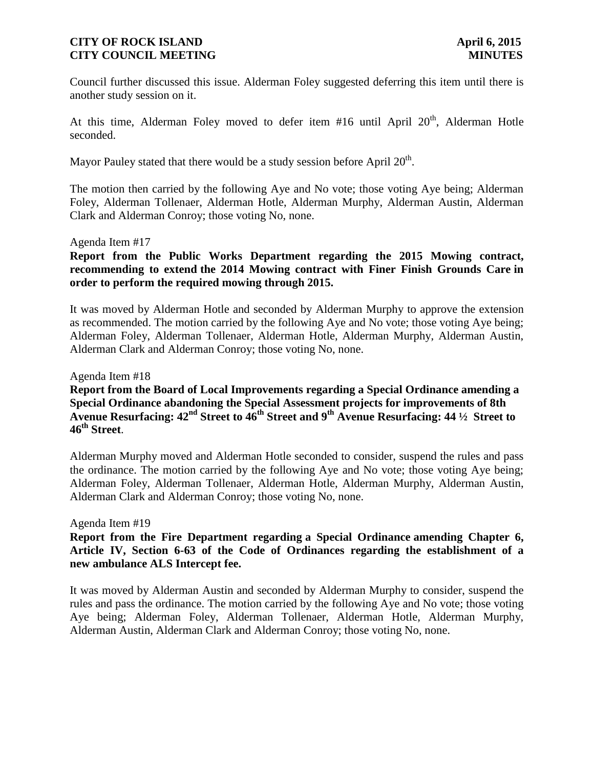Council further discussed this issue. Alderman Foley suggested deferring this item until there is another study session on it.

At this time, Alderman Foley moved to defer item #16 until April 20th, Alderman Hotle seconded.

Mayor Pauley stated that there would be a study session before April 20th.

The motion then carried by the following Aye and No vote; those voting Aye being; Alderman Foley, Alderman Tollenaer, Alderman Hotle, Alderman Murphy, Alderman Austin, Alderman Clark and Alderman Conroy; those voting No, none.

Agenda Item #17

**Report from the Public Works Department regarding the 2015 Mowing contract, recommending to extend the 2014 Mowing contract with Finer Finish Grounds Care in order to perform the required mowing through 2015.**

It was moved by Alderman Hotle and seconded by Alderman Murphy to approve the extension as recommended. The motion carried by the following Aye and No vote; those voting Aye being; Alderman Foley, Alderman Tollenaer, Alderman Hotle, Alderman Murphy, Alderman Austin, Alderman Clark and Alderman Conroy; those voting No, none.

Agenda Item #18

**Report from the Board of Local Improvements regarding a Special Ordinance amending a Special Ordinance abandoning the Special Assessment projects for improvements of 8th Avenue Resurfacing: 42nd Street to 46th Street and 9th Avenue Resurfacing: 44 ½ Street to 46th Street**.

Alderman Murphy moved and Alderman Hotle seconded to consider, suspend the rules and pass the ordinance. The motion carried by the following Aye and No vote; those voting Aye being; Alderman Foley, Alderman Tollenaer, Alderman Hotle, Alderman Murphy, Alderman Austin, Alderman Clark and Alderman Conroy; those voting No, none.

Agenda Item #19

**Report from the Fire Department regarding a Special Ordinance amending Chapter 6, Article IV, Section 6-63 of the Code of Ordinances regarding the establishment of a new ambulance ALS Intercept fee.**

It was moved by Alderman Austin and seconded by Alderman Murphy to consider, suspend the rules and pass the ordinance. The motion carried by the following Aye and No vote; those voting Aye being; Alderman Foley, Alderman Tollenaer, Alderman Hotle, Alderman Murphy, Alderman Austin, Alderman Clark and Alderman Conroy; those voting No, none.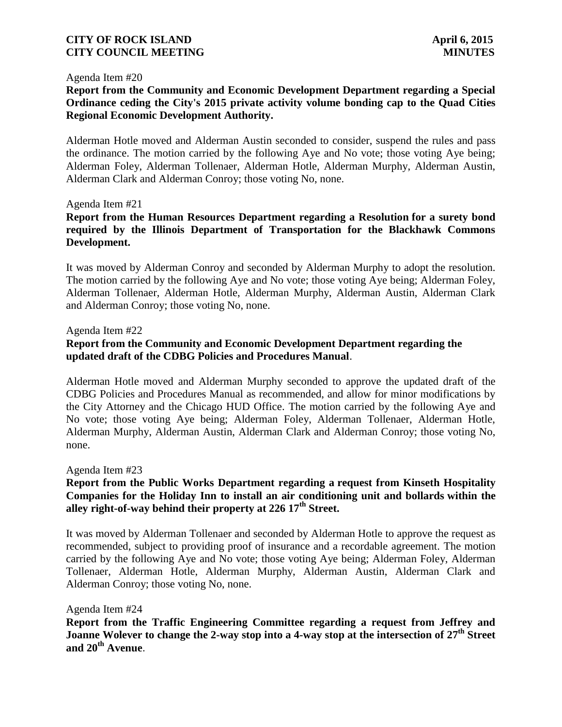Agenda Item #20

**Report from the Community and Economic Development Department regarding a Special Ordinance ceding the City's 2015 private activity volume bonding cap to the Quad Cities Regional Economic Development Authority.**

Alderman Hotle moved and Alderman Austin seconded to consider, suspend the rules and pass the ordinance. The motion carried by the following Aye and No vote; those voting Aye being; Alderman Foley, Alderman Tollenaer, Alderman Hotle, Alderman Murphy, Alderman Austin, Alderman Clark and Alderman Conroy; those voting No, none.

Agenda Item #21

**Report from the Human Resources Department regarding a Resolution for a surety bond required by the Illinois Department of Transportation for the Blackhawk Commons Development.**

It was moved by Alderman Conroy and seconded by Alderman Murphy to adopt the resolution. The motion carried by the following Aye and No vote; those voting Aye being; Alderman Foley, Alderman Tollenaer, Alderman Hotle, Alderman Murphy, Alderman Austin, Alderman Clark and Alderman Conroy; those voting No, none.

Agenda Item #22

**Report from the Community and Economic Development Department regarding the updated draft of the CDBG Policies and Procedures Manual**.

Alderman Hotle moved and Alderman Murphy seconded to approve the updated draft of the CDBG Policies and Procedures Manual as recommended, and allow for minor modifications by the City Attorney and the Chicago HUD Office. The motion carried by the following Aye and No vote; those voting Aye being; Alderman Foley, Alderman Tollenaer, Alderman Hotle, Alderman Murphy, Alderman Austin, Alderman Clark and Alderman Conroy; those voting No, none.

Agenda Item #23

**Report from the Public Works Department regarding a request from Kinseth Hospitality Companies for the Holiday Inn to install an air conditioning unit and bollards within the alley right-of-way behind their property at 226 17th Street.**

It was moved by Alderman Tollenaer and seconded by Alderman Hotle to approve the request as recommended, subject to providing proof of insurance and a recordable agreement. The motion carried by the following Aye and No vote; those voting Aye being; Alderman Foley, Alderman Tollenaer, Alderman Hotle, Alderman Murphy, Alderman Austin, Alderman Clark and Alderman Conroy; those voting No, none.

Agenda Item #24

**Report from the Traffic Engineering Committee regarding a request from Jeffrey and Joanne Wolever to change the 2-way stop into a 4-way stop at the intersection of 27th Street and 20th Avenue**.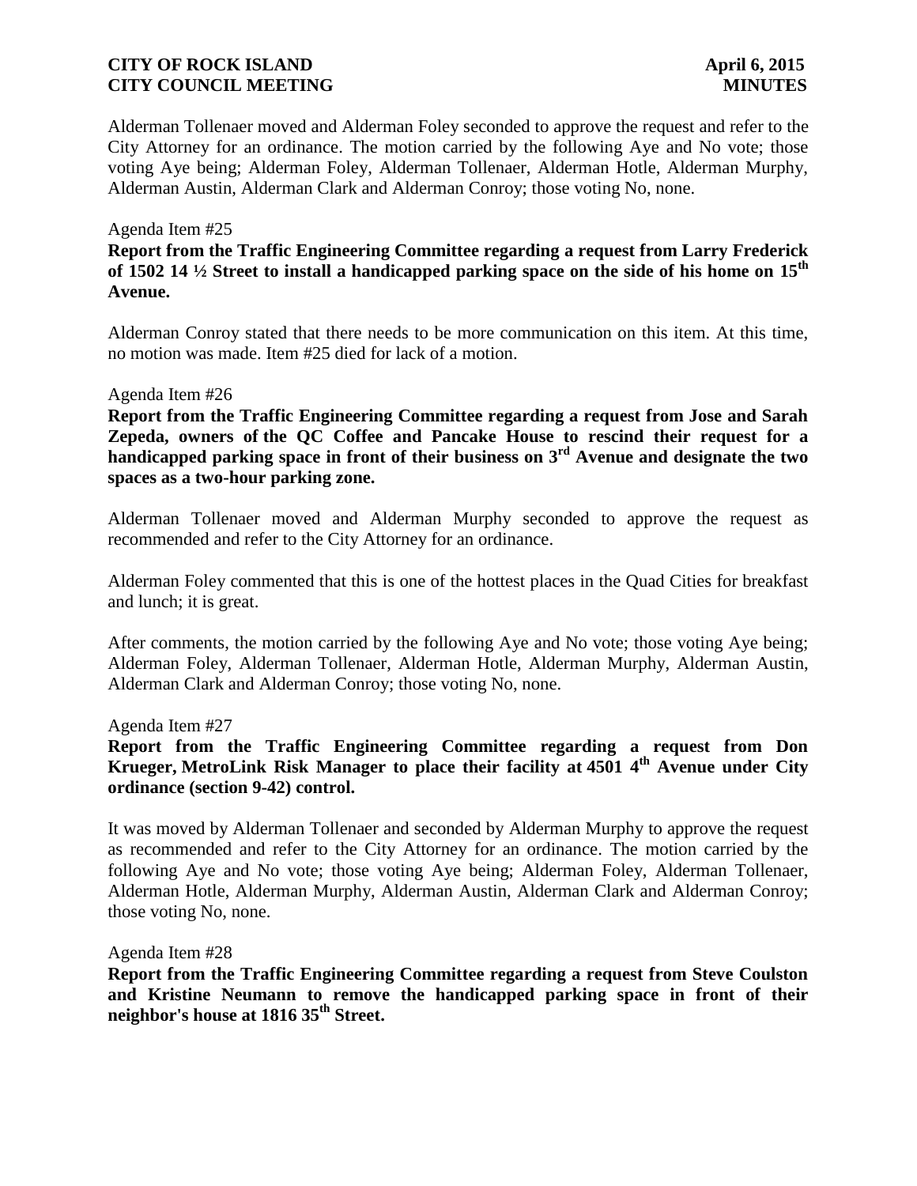Alderman Tollenaer moved and Alderman Foley seconded to approve the request and refer to the City Attorney for an ordinance. The motion carried by the following Aye and No vote; those voting Aye being; Alderman Foley, Alderman Tollenaer, Alderman Hotle, Alderman Murphy, Alderman Austin, Alderman Clark and Alderman Conroy; those voting No, none.

Agenda Item #25

**Report from the Traffic Engineering Committee regarding a request from Larry Frederick of 1502 14 ½ Street to install a handicapped parking space on the side of his home on 15th Avenue.**

Alderman Conroy stated that there needs to be more communication on this item. At this time, no motion was made. Item #25 died for lack of a motion.

Agenda Item #26

**Report from the Traffic Engineering Committee regarding a request from Jose and Sarah Zepeda, owners of the QC Coffee and Pancake House to rescind their request for a handicapped parking space in front of their business on 3rd Avenue and designate the two spaces as a two-hour parking zone.**

Alderman Tollenaer moved and Alderman Murphy seconded to approve the request as recommended and refer to the City Attorney for an ordinance.

Alderman Foley commented that this is one of the hottest places in the Quad Cities for breakfast and lunch; it is great.

After comments, the motion carried by the following Aye and No vote; those voting Aye being; Alderman Foley, Alderman Tollenaer, Alderman Hotle, Alderman Murphy, Alderman Austin, Alderman Clark and Alderman Conroy; those voting No, none.

Agenda Item #27

**Report from the Traffic Engineering Committee regarding a request from Don Krueger, MetroLink Risk Manager to place their facility at 4501 4th Avenue under City ordinance (section 9-42) control.**

It was moved by Alderman Tollenaer and seconded by Alderman Murphy to approve the request as recommended and refer to the City Attorney for an ordinance. The motion carried by the following Aye and No vote; those voting Aye being; Alderman Foley, Alderman Tollenaer, Alderman Hotle, Alderman Murphy, Alderman Austin, Alderman Clark and Alderman Conroy; those voting No, none.

Agenda Item #28

**Report from the Traffic Engineering Committee regarding a request from Steve Coulston and Kristine Neumann to remove the handicapped parking space in front of their neighbor's house at 1816 35th Street.**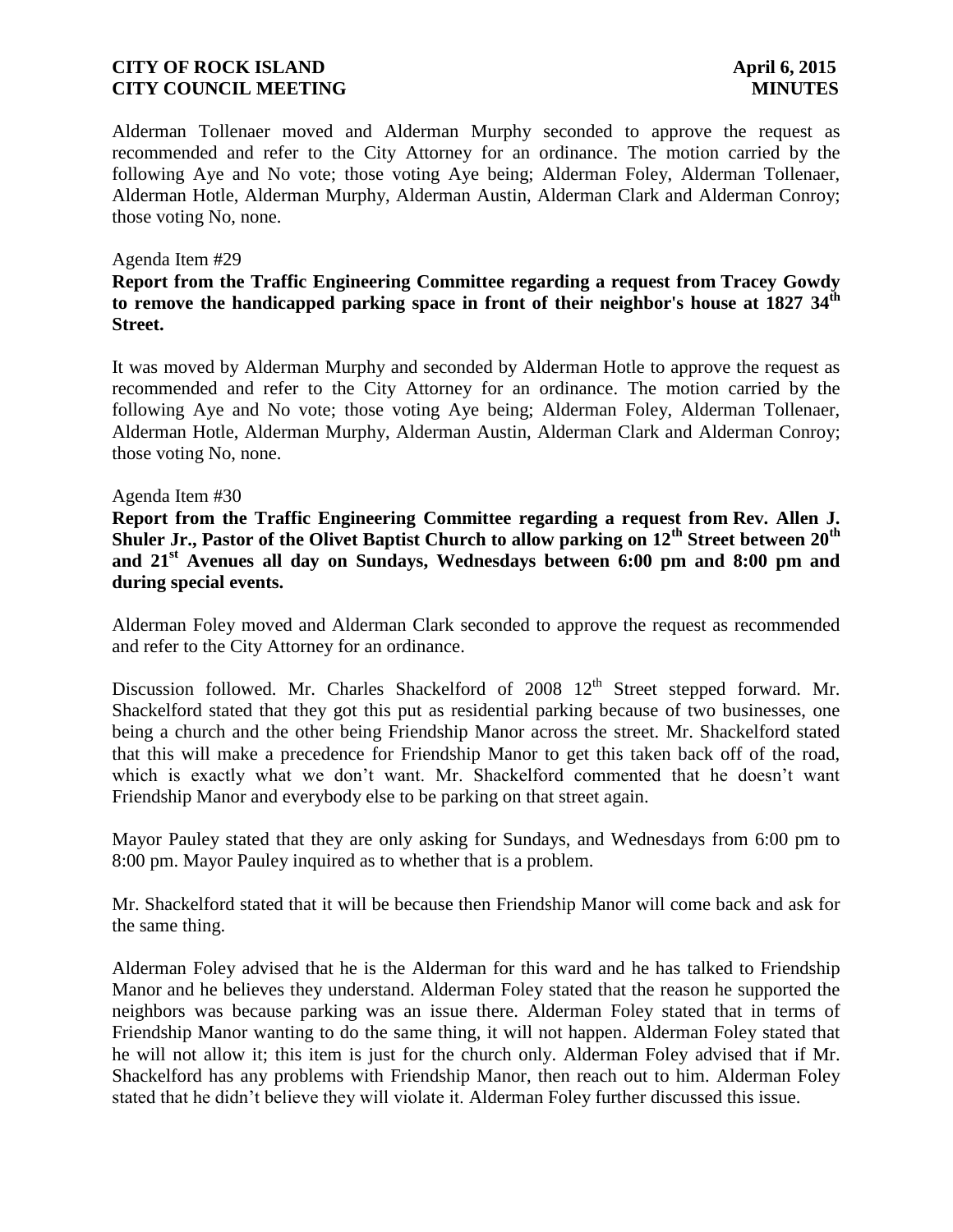Alderman Tollenaer moved and Alderman Murphy seconded to approve the request as recommended and refer to the City Attorney for an ordinance. The motion carried by the following Aye and No vote; those voting Aye being; Alderman Foley, Alderman Tollenaer, Alderman Hotle, Alderman Murphy, Alderman Austin, Alderman Clark and Alderman Conroy; those voting No, none.

Agenda Item #29

**Report from the Traffic Engineering Committee regarding a request from Tracey Gowdy to remove the handicapped parking space in front of their neighbor's house at 1827 34th Street.**

It was moved by Alderman Murphy and seconded by Alderman Hotle to approve the request as recommended and refer to the City Attorney for an ordinance. The motion carried by the following Aye and No vote; those voting Aye being; Alderman Foley, Alderman Tollenaer, Alderman Hotle, Alderman Murphy, Alderman Austin, Alderman Clark and Alderman Conroy; those voting No, none.

Agenda Item #30

**Report from the Traffic Engineering Committee regarding a request from Rev. Allen J. Shuler Jr., Pastor of the Olivet Baptist Church to allow parking on 12th Street between 20th and 21st Avenues all day on Sundays, Wednesdays between 6:00 pm and 8:00 pm and during special events.**

Alderman Foley moved and Alderman Clark seconded to approve the request as recommended and refer to the City Attorney for an ordinance.

Discussion followed. Mr. Charles Shackelford of 2008 12th Street stepped forward. Mr. Shackelford stated that they got this put as residential parking because of two businesses, one being a church and the other being Friendship Manor across the street. Mr. Shackelford stated that this will make a precedence for Friendship Manor to get this taken back off of the road, which is exactly what we don't want. Mr. Shackelford commented that he doesn't want Friendship Manor and everybody else to be parking on that street again.

Mayor Pauley stated that they are only asking for Sundays, and Wednesdays from 6:00 pm to 8:00 pm. Mayor Pauley inquired as to whether that is a problem.

Mr. Shackelford stated that it will be because then Friendship Manor will come back and ask for the same thing.

Alderman Foley advised that he is the Alderman for this ward and he has talked to Friendship Manor and he believes they understand. Alderman Foley stated that the reason he supported the neighbors was because parking was an issue there. Alderman Foley stated that in terms of Friendship Manor wanting to do the same thing, it will not happen. Alderman Foley stated that he will not allow it; this item is just for the church only. Alderman Foley advised that if Mr. Shackelford has any problems with Friendship Manor, then reach out to him. Alderman Foley stated that he didn't believe they will violate it. Alderman Foley further discussed this issue.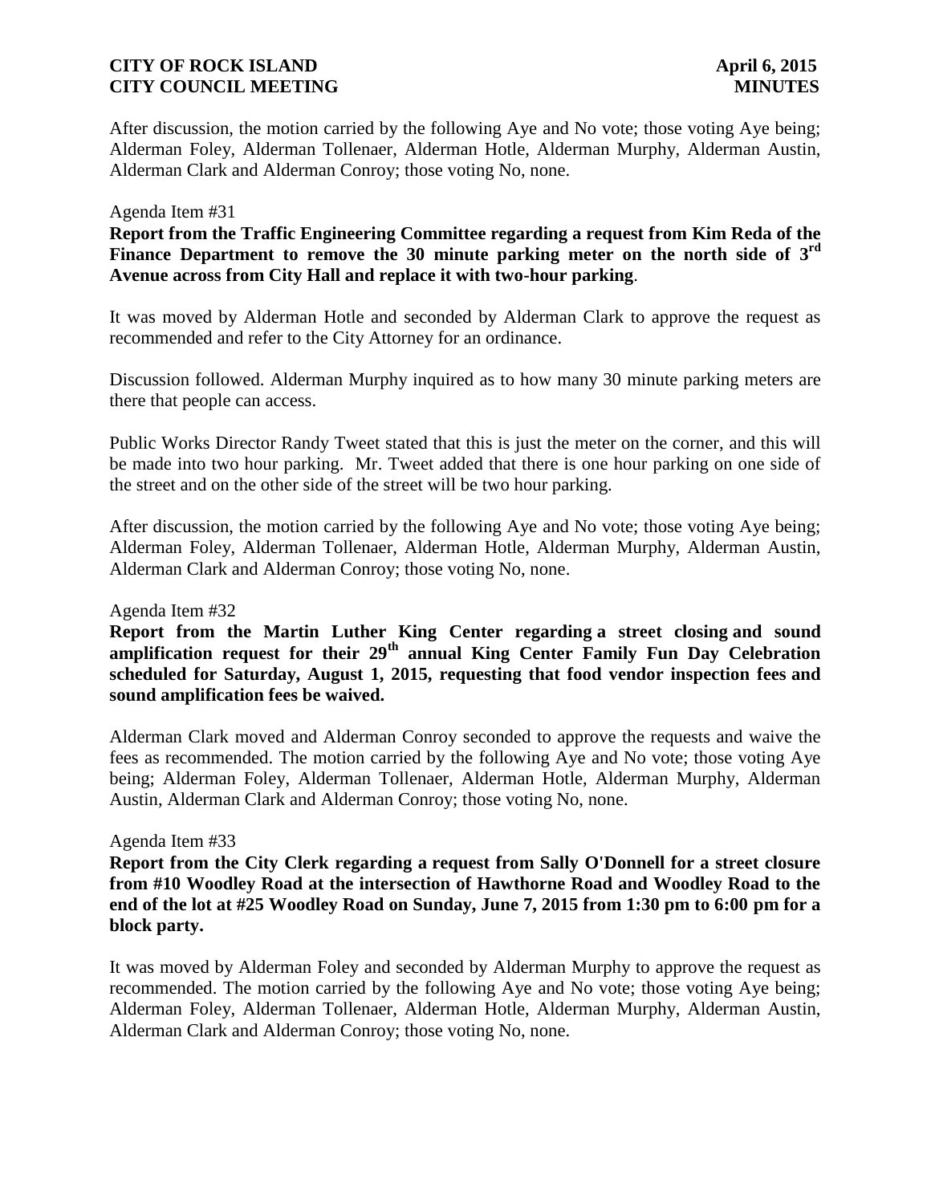After discussion, the motion carried by the following Aye and No vote; those voting Aye being; Alderman Foley, Alderman Tollenaer, Alderman Hotle, Alderman Murphy, Alderman Austin, Alderman Clark and Alderman Conroy; those voting No, none.

Agenda Item #31

**Report from the Traffic Engineering Committee regarding a request from Kim Reda of the Finance Department to remove the 30 minute parking meter on the north side of 3rd Avenue across from City Hall and replace it with two-hour parking**.

It was moved by Alderman Hotle and seconded by Alderman Clark to approve the request as recommended and refer to the City Attorney for an ordinance.

Discussion followed. Alderman Murphy inquired as to how many 30 minute parking meters are there that people can access.

Public Works Director Randy Tweet stated that this is just the meter on the corner, and this will be made into two hour parking. Mr. Tweet added that there is one hour parking on one side of the street and on the other side of the street will be two hour parking.

After discussion, the motion carried by the following Aye and No vote; those voting Aye being; Alderman Foley, Alderman Tollenaer, Alderman Hotle, Alderman Murphy, Alderman Austin, Alderman Clark and Alderman Conroy; those voting No, none.

Agenda Item #32

**Report from the Martin Luther King Center regarding a street closing and sound amplification request for their 29th annual King Center Family Fun Day Celebration scheduled for Saturday, August 1, 2015, requesting that food vendor inspection fees and sound amplification fees be waived.**

Alderman Clark moved and Alderman Conroy seconded to approve the requests and waive the fees as recommended. The motion carried by the following Aye and No vote; those voting Aye being; Alderman Foley, Alderman Tollenaer, Alderman Hotle, Alderman Murphy, Alderman Austin, Alderman Clark and Alderman Conroy; those voting No, none.

Agenda Item #33

**Report from the City Clerk regarding a request from Sally O'Donnell for a street closure from #10 Woodley Road at the intersection of Hawthorne Road and Woodley Road to the end of the lot at #25 Woodley Road on Sunday, June 7, 2015 from 1:30 pm to 6:00 pm for a block party.**

It was moved by Alderman Foley and seconded by Alderman Murphy to approve the request as recommended. The motion carried by the following Aye and No vote; those voting Aye being; Alderman Foley, Alderman Tollenaer, Alderman Hotle, Alderman Murphy, Alderman Austin, Alderman Clark and Alderman Conroy; those voting No, none.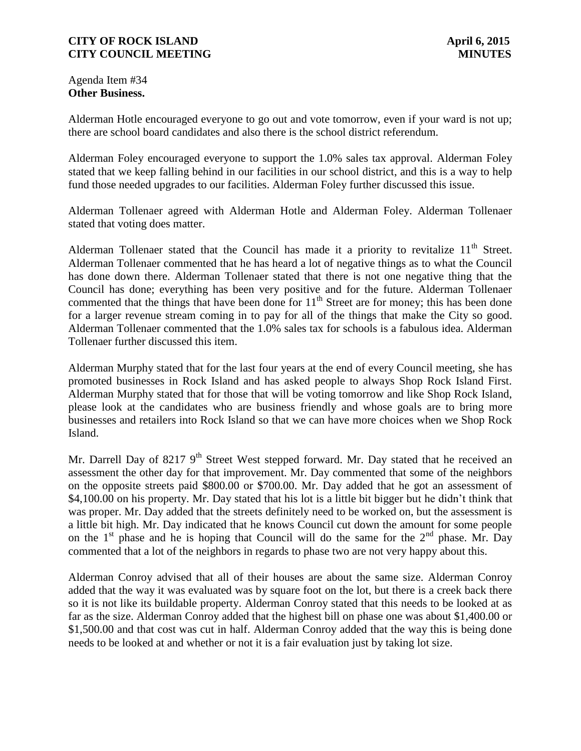Agenda Item #34
**Other Business.**

Alderman Hotle encouraged everyone to go out and vote tomorrow, even if your ward is not up; there are school board candidates and also there is the school district referendum.

Alderman Foley encouraged everyone to support the 1.0% sales tax approval. Alderman Foley stated that we keep falling behind in our facilities in our school district, and this is a way to help fund those needed upgrades to our facilities. Alderman Foley further discussed this issue.

Alderman Tollenaer agreed with Alderman Hotle and Alderman Foley. Alderman Tollenaer stated that voting does matter.

Alderman Tollenaer stated that the Council has made it a priority to revitalize 11th Street. Alderman Tollenaer commented that he has heard a lot of negative things as to what the Council has done down there. Alderman Tollenaer stated that there is not one negative thing that the Council has done; everything has been very positive and for the future. Alderman Tollenaer commented that the things that have been done for 11th Street are for money; this has been done for a larger revenue stream coming in to pay for all of the things that make the City so good. Alderman Tollenaer commented that the 1.0% sales tax for schools is a fabulous idea. Alderman Tollenaer further discussed this item.

Alderman Murphy stated that for the last four years at the end of every Council meeting, she has promoted businesses in Rock Island and has asked people to always Shop Rock Island First. Alderman Murphy stated that for those that will be voting tomorrow and like Shop Rock Island, please look at the candidates who are business friendly and whose goals are to bring more businesses and retailers into Rock Island so that we can have more choices when we Shop Rock Island.

Mr. Darrell Day of 8217 9th Street West stepped forward. Mr. Day stated that he received an assessment the other day for that improvement. Mr. Day commented that some of the neighbors on the opposite streets paid $800.00 or $700.00. Mr. Day added that he got an assessment of $4,100.00 on his property. Mr. Day stated that his lot is a little bit bigger but he didn't think that was proper. Mr. Day added that the streets definitely need to be worked on, but the assessment is a little bit high. Mr. Day indicated that he knows Council cut down the amount for some people on the 1st phase and he is hoping that Council will do the same for the 2nd phase. Mr. Day commented that a lot of the neighbors in regards to phase two are not very happy about this.

Alderman Conroy advised that all of their houses are about the same size. Alderman Conroy added that the way it was evaluated was by square foot on the lot, but there is a creek back there so it is not like its buildable property. Alderman Conroy stated that this needs to be looked at as far as the size. Alderman Conroy added that the highest bill on phase one was about $1,400.00 or $1,500.00 and that cost was cut in half. Alderman Conroy added that the way this is being done needs to be looked at and whether or not it is a fair evaluation just by taking lot size.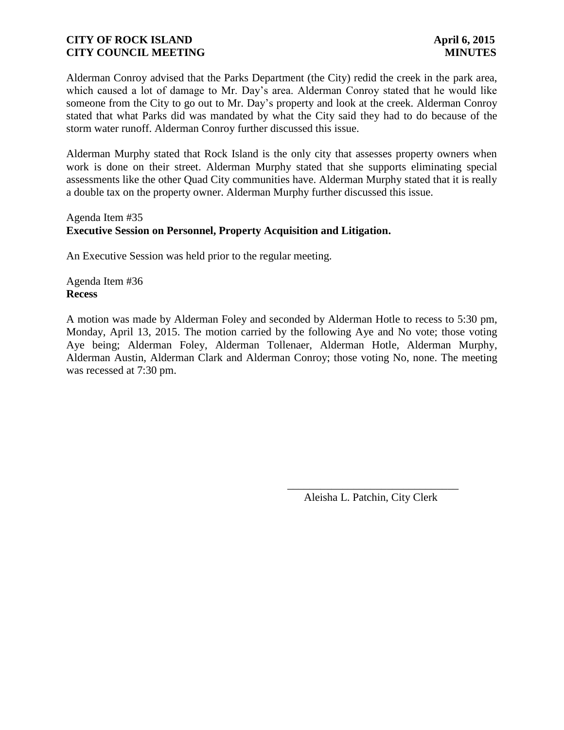Alderman Conroy advised that the Parks Department (the City) redid the creek in the park area, which caused a lot of damage to Mr. Day's area. Alderman Conroy stated that he would like someone from the City to go out to Mr. Day's property and look at the creek. Alderman Conroy stated that what Parks did was mandated by what the City said they had to do because of the storm water runoff. Alderman Conroy further discussed this issue.

Alderman Murphy stated that Rock Island is the only city that assesses property owners when work is done on their street. Alderman Murphy stated that she supports eliminating special assessments like the other Quad City communities have. Alderman Murphy stated that it is really a double tax on the property owner. Alderman Murphy further discussed this issue.

Agenda Item #35
**Executive Session on Personnel, Property Acquisition and Litigation.**

An Executive Session was held prior to the regular meeting.

Agenda Item #36
**Recess**

A motion was made by Alderman Foley and seconded by Alderman Hotle to recess to 5:30 pm, Monday, April 13, 2015. The motion carried by the following Aye and No vote; those voting Aye being; Alderman Foley, Alderman Tollenaer, Alderman Hotle, Alderman Murphy, Alderman Austin, Alderman Clark and Alderman Conroy; those voting No, none. The meeting was recessed at 7:30 pm.

\_\_\_\_\_\_\_\_\_\_\_\_\_\_\_\_\_\_\_\_\_\_\_\_\_\_\_\_\_\_
Aleisha L. Patchin, City Clerk